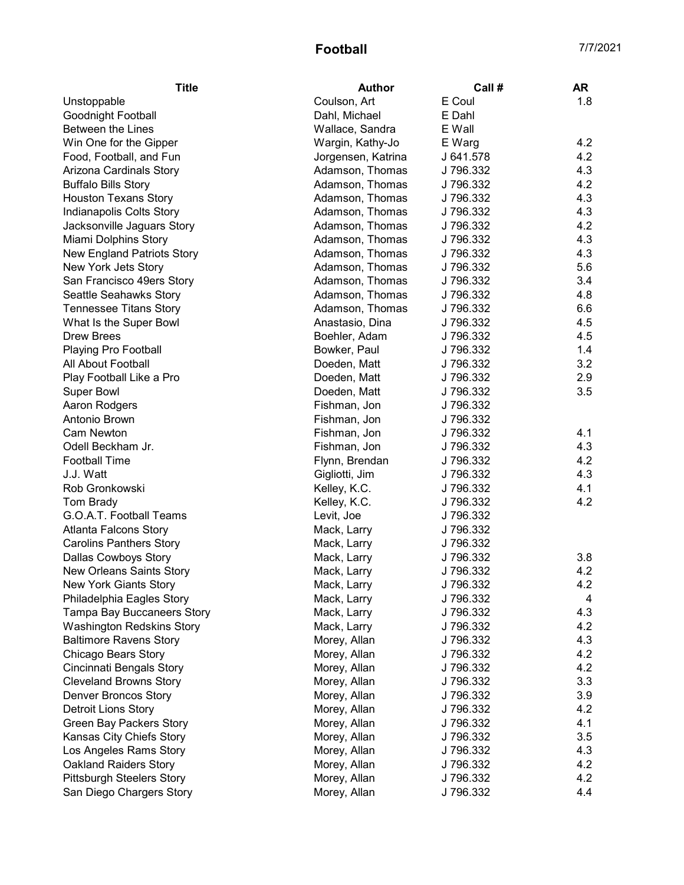# Football

7/7/2021

| Title | Author | Call # | AR |
|---|---|---|---|
| Unstoppable | Coulson, Art | E Coul | 1.8 |
| Goodnight Football | Dahl, Michael | E Dahl | |
| Between the Lines | Wallace, Sandra | E Wall | |
| Win One for the Gipper | Wargin, Kathy-Jo | E Warg | 4.2 |
| Food, Football, and Fun | Jorgensen, Katrina | J 641.578 | 4.2 |
| Arizona Cardinals Story | Adamson, Thomas | J 796.332 | 4.3 |
| Buffalo Bills Story | Adamson, Thomas | J 796.332 | 4.2 |
| Houston Texans Story | Adamson, Thomas | J 796.332 | 4.3 |
| Indianapolis Colts Story | Adamson, Thomas | J 796.332 | 4.3 |
| Jacksonville Jaguars Story | Adamson, Thomas | J 796.332 | 4.2 |
| Miami Dolphins Story | Adamson, Thomas | J 796.332 | 4.3 |
| New England Patriots Story | Adamson, Thomas | J 796.332 | 4.3 |
| New York Jets Story | Adamson, Thomas | J 796.332 | 5.6 |
| San Francisco 49ers Story | Adamson, Thomas | J 796.332 | 3.4 |
| Seattle Seahawks Story | Adamson, Thomas | J 796.332 | 4.8 |
| Tennessee Titans Story | Adamson, Thomas | J 796.332 | 6.6 |
| What Is the Super Bowl | Anastasio, Dina | J 796.332 | 4.5 |
| Drew Brees | Boehler, Adam | J 796.332 | 4.5 |
| Playing Pro Football | Bowker, Paul | J 796.332 | 1.4 |
| All About Football | Doeden, Matt | J 796.332 | 3.2 |
| Play Football Like a Pro | Doeden, Matt | J 796.332 | 2.9 |
| Super Bowl | Doeden, Matt | J 796.332 | 3.5 |
| Aaron Rodgers | Fishman, Jon | J 796.332 | |
| Antonio Brown | Fishman, Jon | J 796.332 | |
| Cam Newton | Fishman, Jon | J 796.332 | 4.1 |
| Odell Beckham Jr. | Fishman, Jon | J 796.332 | 4.3 |
| Football Time | Flynn, Brendan | J 796.332 | 4.2 |
| J.J. Watt | Gigliotti, Jim | J 796.332 | 4.3 |
| Rob Gronkowski | Kelley, K.C. | J 796.332 | 4.1 |
| Tom Brady | Kelley, K.C. | J 796.332 | 4.2 |
| G.O.A.T. Football Teams | Levit, Joe | J 796.332 | |
| Atlanta Falcons Story | Mack, Larry | J 796.332 | |
| Carolins Panthers Story | Mack, Larry | J 796.332 | |
| Dallas Cowboys Story | Mack, Larry | J 796.332 | 3.8 |
| New Orleans Saints Story | Mack, Larry | J 796.332 | 4.2 |
| New York Giants Story | Mack, Larry | J 796.332 | 4.2 |
| Philadelphia Eagles Story | Mack, Larry | J 796.332 | 4 |
| Tampa Bay Buccaneers Story | Mack, Larry | J 796.332 | 4.3 |
| Washington Redskins Story | Mack, Larry | J 796.332 | 4.2 |
| Baltimore Ravens Story | Morey, Allan | J 796.332 | 4.3 |
| Chicago Bears Story | Morey, Allan | J 796.332 | 4.2 |
| Cincinnati Bengals Story | Morey, Allan | J 796.332 | 4.2 |
| Cleveland Browns Story | Morey, Allan | J 796.332 | 3.3 |
| Denver Broncos Story | Morey, Allan | J 796.332 | 3.9 |
| Detroit Lions Story | Morey, Allan | J 796.332 | 4.2 |
| Green Bay Packers Story | Morey, Allan | J 796.332 | 4.1 |
| Kansas City Chiefs Story | Morey, Allan | J 796.332 | 3.5 |
| Los Angeles Rams Story | Morey, Allan | J 796.332 | 4.3 |
| Oakland Raiders Story | Morey, Allan | J 796.332 | 4.2 |
| Pittsburgh Steelers Story | Morey, Allan | J 796.332 | 4.2 |
| San Diego Chargers Story | Morey, Allan | J 796.332 | 4.4 |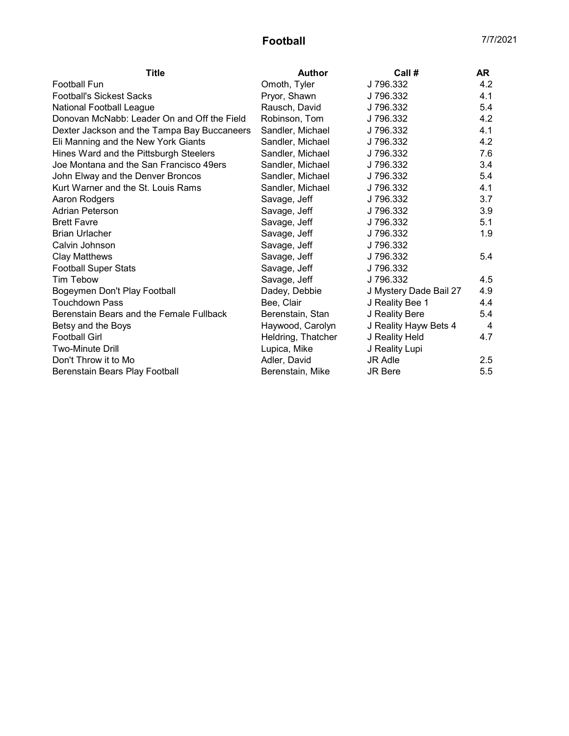# Football

7/7/2021

| Title | Author | Call # | AR |
|---|---|---|---|
| Football Fun | Omoth, Tyler | J 796.332 | 4.2 |
| Football's Sickest Sacks | Pryor, Shawn | J 796.332 | 4.1 |
| National Football League | Rausch, David | J 796.332 | 5.4 |
| Donovan McNabb: Leader On and Off the Field | Robinson, Tom | J 796.332 | 4.2 |
| Dexter Jackson and the Tampa Bay Buccaneers | Sandler, Michael | J 796.332 | 4.1 |
| Eli Manning and the New York Giants | Sandler, Michael | J 796.332 | 4.2 |
| Hines Ward and the Pittsburgh Steelers | Sandler, Michael | J 796.332 | 7.6 |
| Joe Montana and the San Francisco 49ers | Sandler, Michael | J 796.332 | 3.4 |
| John Elway and the Denver Broncos | Sandler, Michael | J 796.332 | 5.4 |
| Kurt Warner and the St. Louis Rams | Sandler, Michael | J 796.332 | 4.1 |
| Aaron Rodgers | Savage, Jeff | J 796.332 | 3.7 |
| Adrian Peterson | Savage, Jeff | J 796.332 | 3.9 |
| Brett Favre | Savage, Jeff | J 796.332 | 5.1 |
| Brian Urlacher | Savage, Jeff | J 796.332 | 1.9 |
| Calvin Johnson | Savage, Jeff | J 796.332 | |
| Clay Matthews | Savage, Jeff | J 796.332 | 5.4 |
| Football Super Stats | Savage, Jeff | J 796.332 | |
| Tim Tebow | Savage, Jeff | J 796.332 | 4.5 |
| Bogeymen Don't Play Football | Dadey, Debbie | J Mystery Dade Bail 27 | 4.9 |
| Touchdown Pass | Bee, Clair | J Reality Bee 1 | 4.4 |
| Berenstain Bears and the Female Fullback | Berenstain, Stan | J Reality Bere | 5.4 |
| Betsy and the Boys | Haywood, Carolyn | J Reality Hayw Bets 4 | 4 |
| Football Girl | Heldring, Thatcher | J Reality Held | 4.7 |
| Two-Minute Drill | Lupica, Mike | J Reality Lupi | |
| Don't Throw it to Mo | Adler, David | JR Adle | 2.5 |
| Berenstain Bears Play Football | Berenstain, Mike | JR Bere | 5.5 |